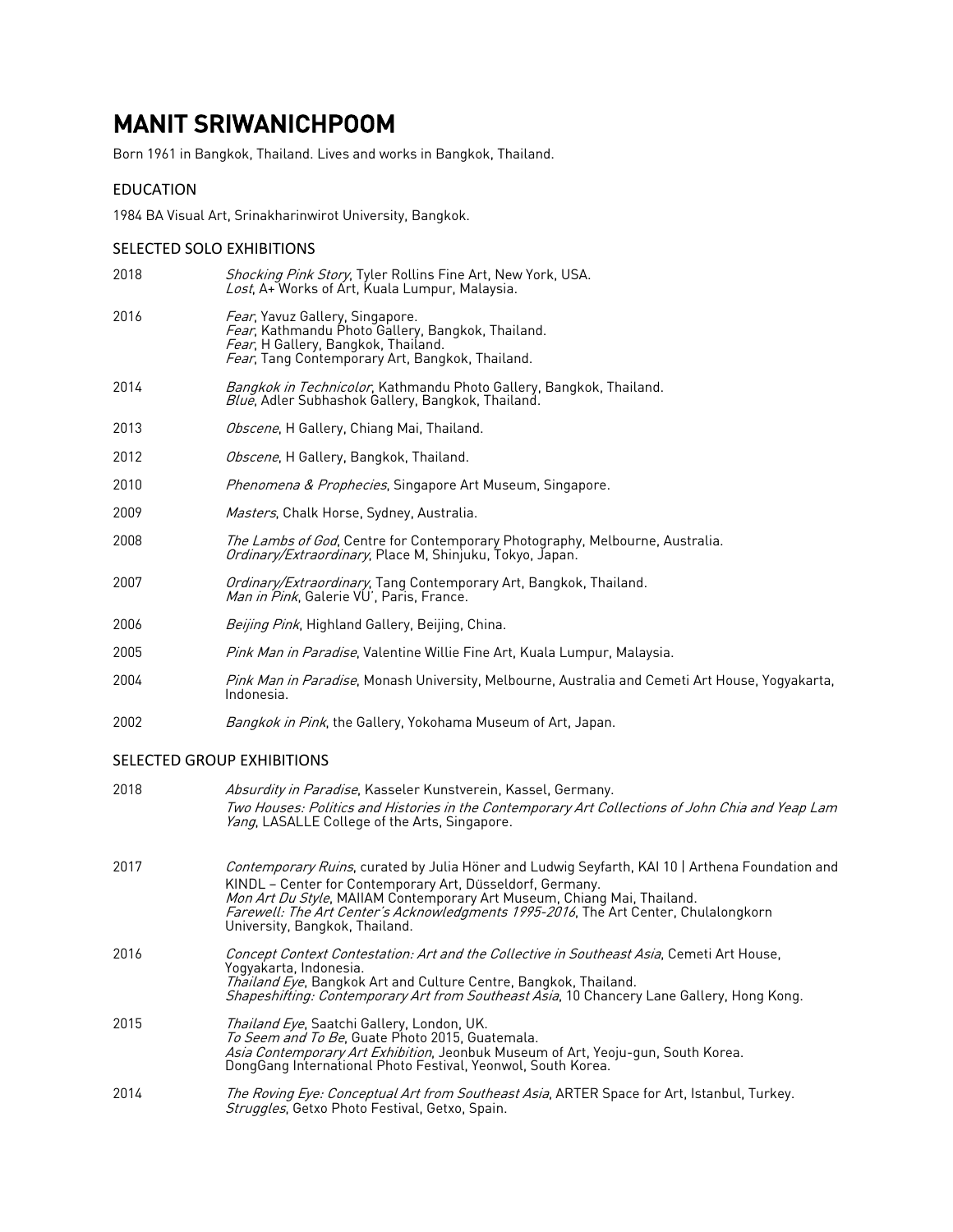# MANIT SRIWANICHPOOM

Born 1961 in Bangkok, Thailand. Lives and works in Bangkok, Thailand.

## EDUCATION

1984 BA Visual Art, Srinakharinwirot University, Bangkok.

## SELECTED SOLO EXHIBITIONS

| | |
|---|---|
| 2018 | *Shocking Pink Story*, Tyler Rollins Fine Art, New York, USA.<br>*Lost*, A+ Works of Art, Kuala Lumpur, Malaysia. |
| 2016 | *Fear*, Yavuz Gallery, Singapore.<br>*Fear*, Kathmandu Photo Gallery, Bangkok, Thailand.<br>*Fear*, H Gallery, Bangkok, Thailand.<br>*Fear*, Tang Contemporary Art, Bangkok, Thailand. |
| 2014 | *Bangkok in Technicolor*, Kathmandu Photo Gallery, Bangkok, Thailand.<br>*Blue*, Adler Subhashok Gallery, Bangkok, Thailand. |
| 2013 | *Obscene*, H Gallery, Chiang Mai, Thailand. |
| 2012 | *Obscene*, H Gallery, Bangkok, Thailand. |
| 2010 | *Phenomena & Prophecies*, Singapore Art Museum, Singapore. |
| 2009 | *Masters*, Chalk Horse, Sydney, Australia. |
| 2008 | *The Lambs of God*, Centre for Contemporary Photography, Melbourne, Australia.<br>*Ordinary/Extraordinary*, Place M, Shinjuku, Tokyo, Japan. |
| 2007 | *Ordinary/Extraordinary*, Tang Contemporary Art, Bangkok, Thailand.<br>*Man in Pink*, Galerie VU', Paris, France. |
| 2006 | *Beijing Pink*, Highland Gallery, Beijing, China. |
| 2005 | *Pink Man in Paradise*, Valentine Willie Fine Art, Kuala Lumpur, Malaysia. |
| 2004 | *Pink Man in Paradise*, Monash University, Melbourne, Australia and Cemeti Art House, Yogyakarta, Indonesia. |
| 2002 | *Bangkok in Pink*, the Gallery, Yokohama Museum of Art, Japan. |

## SELECTED GROUP EXHIBITIONS

| | |
|---|---|
| 2018 | *Absurdity in Paradise*, Kasseler Kunstverein, Kassel, Germany.<br>*Two Houses: Politics and Histories in the Contemporary Art Collections of John Chia and Yeap Lam Yang*, LASALLE College of the Arts, Singapore. |
| 2017 | *Contemporary Ruins*, curated by Julia Höner and Ludwig Seyfarth, KAI 10 \| Arthena Foundation and KINDL – Center for Contemporary Art, Düsseldorf, Germany.<br>*Mon Art Du Style*, MAIIAM Contemporary Art Museum, Chiang Mai, Thailand.<br>*Farewell: The Art Center's Acknowledgments 1995-2016*, The Art Center, Chulalongkorn University, Bangkok, Thailand. |
| 2016 | *Concept Context Contestation: Art and the Collective in Southeast Asia*, Cemeti Art House, Yogyakarta, Indonesia.<br>*Thailand Eye*, Bangkok Art and Culture Centre, Bangkok, Thailand.<br>*Shapeshifting: Contemporary Art from Southeast Asia*, 10 Chancery Lane Gallery, Hong Kong. |
| 2015 | *Thailand Eye*, Saatchi Gallery, London, UK.<br>*To Seem and To Be*, Guate Photo 2015, Guatemala.<br>*Asia Contemporary Art Exhibition*, Jeonbuk Museum of Art, Yeoju-gun, South Korea.<br>DongGang International Photo Festival, Yeonwol, South Korea. |
| 2014 | *The Roving Eye: Conceptual Art from Southeast Asia*, ARTER Space for Art, Istanbul, Turkey.<br>*Struggles*, Getxo Photo Festival, Getxo, Spain. |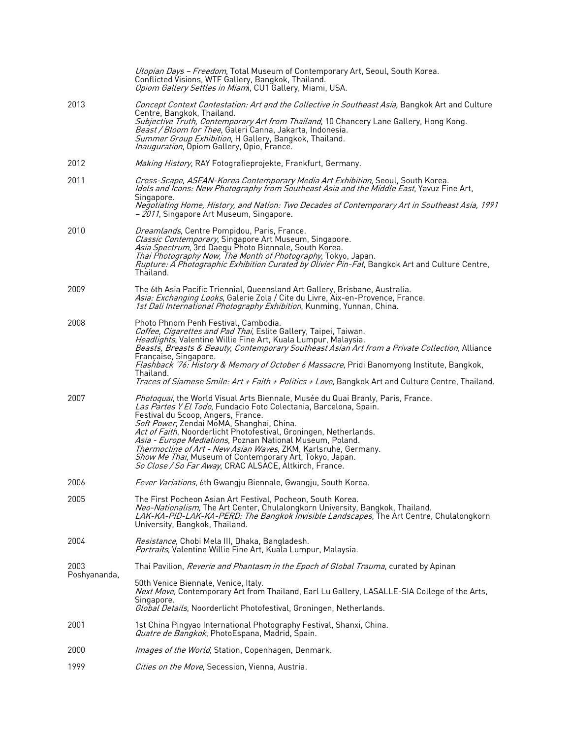*Utopian Days – Freedom*, Total Museum of Contemporary Art, Seoul, South Korea.
Conflicted Visions, WTF Gallery, Bangkok, Thailand.
*Opiom Gallery Settles in Miami*, CU1 Gallery, Miami, USA.

2013
*Concept Context Contestation: Art and the Collective in Southeast Asia,* Bangkok Art and Culture Centre, Bangkok, Thailand.
*Subjective Truth, Contemporary Art from Thailand*, 10 Chancery Lane Gallery, Hong Kong.
*Beast / Bloom for Thee*, Galeri Canna, Jakarta, Indonesia.
*Summer Group Exhibition*, H Gallery, Bangkok, Thailand.
*Inauguration*, Opiom Gallery, Opio, France.

2012
*Making History*, RAY Fotografieprojekte, Frankfurt, Germany.

2011
*Cross-Scape, ASEAN-Korea Contemporary Media Art Exhibition*, Seoul, South Korea.
*Idols and Icons: New Photography from Southeast Asia and the Middle East*, Yavuz Fine Art, Singapore.
*Negotiating Home, History, and Nation: Two Decades of Contemporary Art in Southeast Asia, 1991 – 2011*, Singapore Art Museum, Singapore.

2010
*Dreamlands*, Centre Pompidou, Paris, France.
*Classic Contemporary*, Singapore Art Museum, Singapore.
*Asia Spectrum*, 3rd Daegu Photo Biennale, South Korea.
*Thai Photography Now, The Month of Photography*, Tokyo, Japan.
*Rupture: A Photographic Exhibition Curated by Olivier Pin-Fat*, Bangkok Art and Culture Centre, Thailand.

2009
The 6th Asia Pacific Triennial, Queensland Art Gallery, Brisbane, Australia.
*Asia: Exchanging Looks*, Galerie Zola / Cite du Livre, Aix-en-Provence, France.
*1st Dali International Photography Exhibition*, Kunming, Yunnan, China.

2008
Photo Phnom Penh Festival, Cambodia.
*Coffee, Cigarettes and Pad Thai*, Eslite Gallery, Taipei, Taiwan.
*Headlights*, Valentine Willie Fine Art, Kuala Lumpur, Malaysia.
*Beasts, Breasts & Beauty*, *Contemporary Southeast Asian Art from a Private Collection*, Alliance Française, Singapore.
*Flashback '76: History & Memory of October 6 Massacre*, Pridi Banomyong Institute, Bangkok, Thailand.
*Traces of Siamese Smile: Art + Faith + Politics + Love*, Bangkok Art and Culture Centre, Thailand.

2007
*Photoquai*, the World Visual Arts Biennale, Musée du Quai Branly, Paris, France.
*Las Partes Y El Todo*, Fundacio Foto Colectania, Barcelona, Spain.
Festival du Scoop, Angers, France.
*Soft Power*, Zendai MoMA, Shanghai, China.
*Act of Faith*, Noorderlicht Photofestival, Groningen, Netherlands.
*Asia - Europe Mediations*, Poznan National Museum, Poland.
*Thermocline of Art - New Asian Waves*, ZKM, Karlsruhe, Germany.
*Show Me Thai*, Museum of Contemporary Art, Tokyo, Japan.
*So Close / So Far Away*, CRAC ALSACE, Altkirch, France.

2006
*Fever Variations*, 6th Gwangju Biennale, Gwangju, South Korea.

2005
The First Pocheon Asian Art Festival, Pocheon, South Korea.
*Neo-Nationalism*, The Art Center, Chulalongkorn University, Bangkok, Thailand.
*LAK-KA-PID-LAK-KA-PERD: The Bangkok Invisible Landscapes*, The Art Centre, Chulalongkorn University, Bangkok, Thailand.

2004
*Resistance*, Chobi Mela III, Dhaka, Bangladesh.
*Portraits*, Valentine Willie Fine Art, Kuala Lumpur, Malaysia.

2003
Thai Pavilion, *Reverie and Phantasm in the Epoch of Global Trauma*, curated by Apinan Poshyananda,
50th Venice Biennale, Venice, Italy.
*Next Move*, Contemporary Art from Thailand, Earl Lu Gallery, LASALLE-SIA College of the Arts, Singapore.
*Global Details*, Noorderlicht Photofestival, Groningen, Netherlands.

2001
1st China Pingyao International Photography Festival, Shanxi, China.
*Quatre de Bangkok*, PhotoEspana, Madrid, Spain.

2000
*Images of the World*, Station, Copenhagen, Denmark.

1999
*Cities on the Move*, Secession, Vienna, Austria.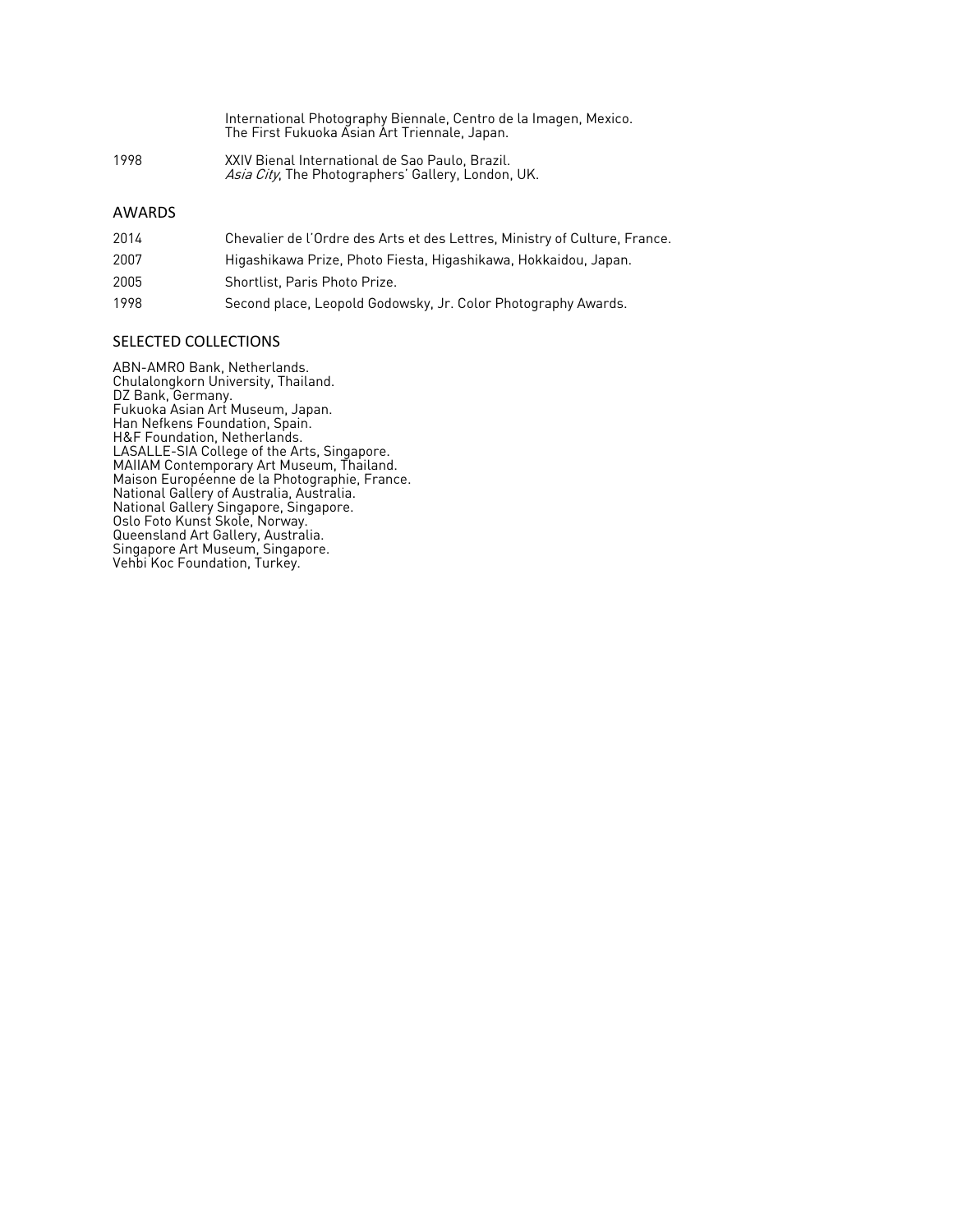International Photography Biennale, Centro de la Imagen, Mexico.
The First Fukuoka Asian Art Triennale, Japan.

1998 XXIV Bienal International de Sao Paulo, Brazil.
*Asia City*, The Photographers' Gallery, London, UK.

## AWARDS

2014 Chevalier de l'Ordre des Arts et des Lettres, Ministry of Culture, France.

2007 Higashikawa Prize, Photo Fiesta, Higashikawa, Hokkaidou, Japan.

2005 Shortlist, Paris Photo Prize.

1998 Second place, Leopold Godowsky, Jr. Color Photography Awards.

## SELECTED COLLECTIONS

ABN-AMRO Bank, Netherlands.
Chulalongkorn University, Thailand.
DZ Bank, Germany.
Fukuoka Asian Art Museum, Japan.
Han Nefkens Foundation, Spain.
H&F Foundation, Netherlands.
LASALLE-SIA College of the Arts, Singapore.
MAIIAM Contemporary Art Museum, Thailand.
Maison Européenne de la Photographie, France.
National Gallery of Australia, Australia.
National Gallery Singapore, Singapore.
Oslo Foto Kunst Skole, Norway.
Queensland Art Gallery, Australia.
Singapore Art Museum, Singapore.
Vehbi Koc Foundation, Turkey.